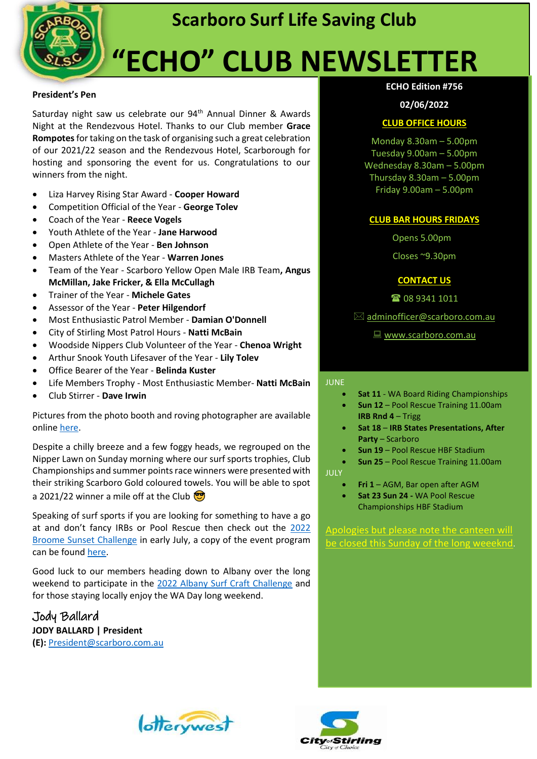# Scarboro Surf Life Saving Club

# "ECHO" CLUB NEWSLETTER

## President's Pen

Saturday night saw us celebrate our 94th Annual Dinner & Awards Night at the Rendezvous Hotel. Thanks to our Club member **Grace Rompotes** for taking on the task of organising such a great celebration of our 2021/22 season and the Rendezvous Hotel, Scarborough for hosting and sponsoring the event for us. Congratulations to our winners from the night.

- Liza Harvey Rising Star Award - **Cooper Howard**
- Competition Official of the Year - **George Tolev**
- Coach of the Year - **Reece Vogels**
- Youth Athlete of the Year - **Jane Harwood**
- Open Athlete of the Year - **Ben Johnson**
- Masters Athlete of the Year - **Warren Jones**
- Team of the Year - Scarboro Yellow Open Male IRB Team**, Angus McMillan, Jake Fricker, & Ella McCullagh**
- Trainer of the Year - **Michele Gates**
- Assessor of the Year - **Peter Hilgendorf**
- Most Enthusiastic Patrol Member - **Damian O'Donnell**
- City of Stirling Most Patrol Hours - **Natti McBain**
- Woodside Nippers Club Volunteer of the Year - **Chenoa Wright**
- Arthur Snook Youth Lifesaver of the Year - **Lily Tolev**
- Office Bearer of the Year - **Belinda Kuster**
- Life Members Trophy - Most Enthusiastic Member- **Natti McBain**
- Club Stirrer - **Dave Irwin**

Pictures from the photo booth and roving photographer are available online here.

Despite a chilly breeze and a few foggy heads, we regrouped on the Nipper Lawn on Sunday morning where our surf sports trophies, Club Championships and summer points race winners were presented with their striking Scarboro Gold coloured towels. You will be able to spot a 2021/22 winner a mile off at the Club 😎

Speaking of surf sports if you are looking for something to have a go at and don't fancy IRBs or Pool Rescue then check out the 2022 Broome Sunset Challenge in early July, a copy of the event program can be found here.

Good luck to our members heading down to Albany over the long weekend to participate in the 2022 Albany Surf Craft Challenge and for those staying locally enjoy the WA Day long weekend.

*Jody Ballard*
**JODY BALLARD | President**
**(E):** President@scarboro.com.au

---

**ECHO Edition #756**

**02/06/2022**

**CLUB OFFICE HOURS**

Monday 8.30am – 5.00pm
Tuesday 9.00am – 5.00pm
Wednesday 8.30am – 5.00pm
Thursday 8.30am – 5.00pm
Friday 9.00am – 5.00pm

**CLUB BAR HOURS FRIDAYS**

Opens 5.00pm

Closes ~9.30pm

**CONTACT US**

☎ 08 9341 1011

✉ adminofficer@scarboro.com.au

www.scarboro.com.au

JUNE

- **Sat 11** - WA Board Riding Championships
- **Sun 12** – Pool Rescue Training 11.00am **IRB Rnd 4** – Trigg
- **Sat 18** – **IRB States Presentations, After Party** – Scarboro
- **Sun 19** – Pool Rescue HBF Stadium
- **Sun 25** – Pool Rescue Training 11.00am

JULY

- **Fri 1** – AGM, Bar open after AGM
- **Sat 23 Sun 24 -** WA Pool Rescue Championships HBF Stadium

Apologies but please note the canteen will be closed this Sunday of the long weeeknd.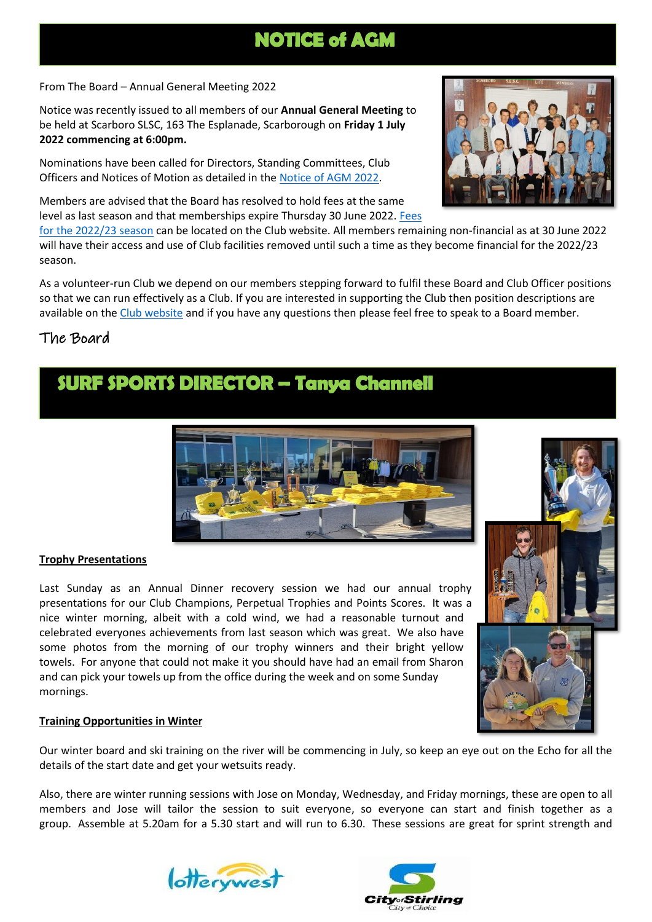# NOTICE of AGM

From The Board – Annual General Meeting 2022

Notice was recently issued to all members of our **Annual General Meeting** to be held at Scarboro SLSC, 163 The Esplanade, Scarborough on **Friday 1 July 2022 commencing at 6:00pm.**

Nominations have been called for Directors, Standing Committees, Club Officers and Notices of Motion as detailed in the Notice of AGM 2022.

Members are advised that the Board has resolved to hold fees at the same level as last season and that memberships expire Thursday 30 June 2022. Fees for the 2022/23 season can be located on the Club website. All members remaining non-financial as at 30 June 2022 will have their access and use of Club facilities removed until such a time as they become financial for the 2022/23 season.

As a volunteer-run Club we depend on our members stepping forward to fulfil these Board and Club Officer positions so that we can run effectively as a Club. If you are interested in supporting the Club then position descriptions are available on the Club website and if you have any questions then please feel free to speak to a Board member.

The Board

# SURF SPORTS DIRECTOR – Tanya Channell

**Trophy Presentations**

Last Sunday as an Annual Dinner recovery session we had our annual trophy presentations for our Club Champions, Perpetual Trophies and Points Scores. It was a nice winter morning, albeit with a cold wind, we had a reasonable turnout and celebrated everyones achievements from last season which was great. We also have some photos from the morning of our trophy winners and their bright yellow towels. For anyone that could not make it you should have had an email from Sharon and can pick your towels up from the office during the week and on some Sunday mornings.

**Training Opportunities in Winter**

Our winter board and ski training on the river will be commencing in July, so keep an eye out on the Echo for all the details of the start date and get your wetsuits ready.

Also, there are winter running sessions with Jose on Monday, Wednesday, and Friday mornings, these are open to all members and Jose will tailor the session to suit everyone, so everyone can start and finish together as a group. Assemble at 5.20am for a 5.30 start and will run to 6.30. These sessions are great for sprint strength and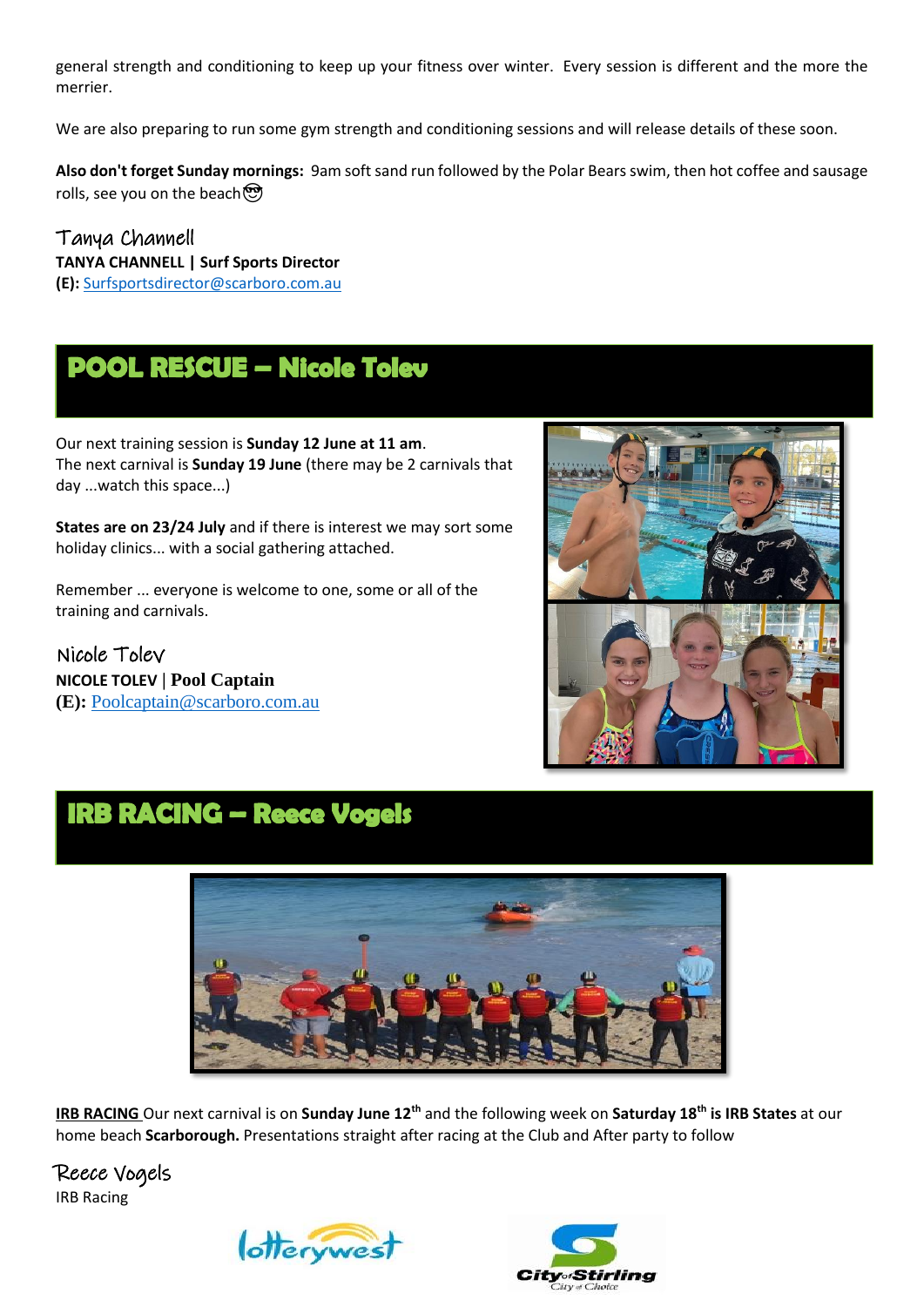general strength and conditioning to keep up your fitness over winter. Every session is different and the more the merrier.

We are also preparing to run some gym strength and conditioning sessions and will release details of these soon.

**Also don't forget Sunday mornings:** 9am soft sand run followed by the Polar Bears swim, then hot coffee and sausage rolls, see you on the beach 😎

Tanya Channell
**TANYA CHANNELL | Surf Sports Director**
**(E):** Surfsportsdirector@scarboro.com.au

## POOL RESCUE – Nicole Tolev

Our next training session is **Sunday 12 June at 11 am**.
The next carnival is **Sunday 19 June** (there may be 2 carnivals that day ...watch this space...)

**States are on 23/24 July** and if there is interest we may sort some holiday clinics... with a social gathering attached.

Remember ... everyone is welcome to one, some or all of the training and carnivals.

Nicole Tolev
**NICOLE TOLEV | Pool Captain**
**(E):** Poolcaptain@scarboro.com.au

## IRB RACING – Reece Vogels

**IRB RACING** Our next carnival is on **Sunday June 12th** and the following week on **Saturday 18th is IRB States** at our home beach **Scarborough.** Presentations straight after racing at the Club and After party to follow

Reece Vogels
IRB Racing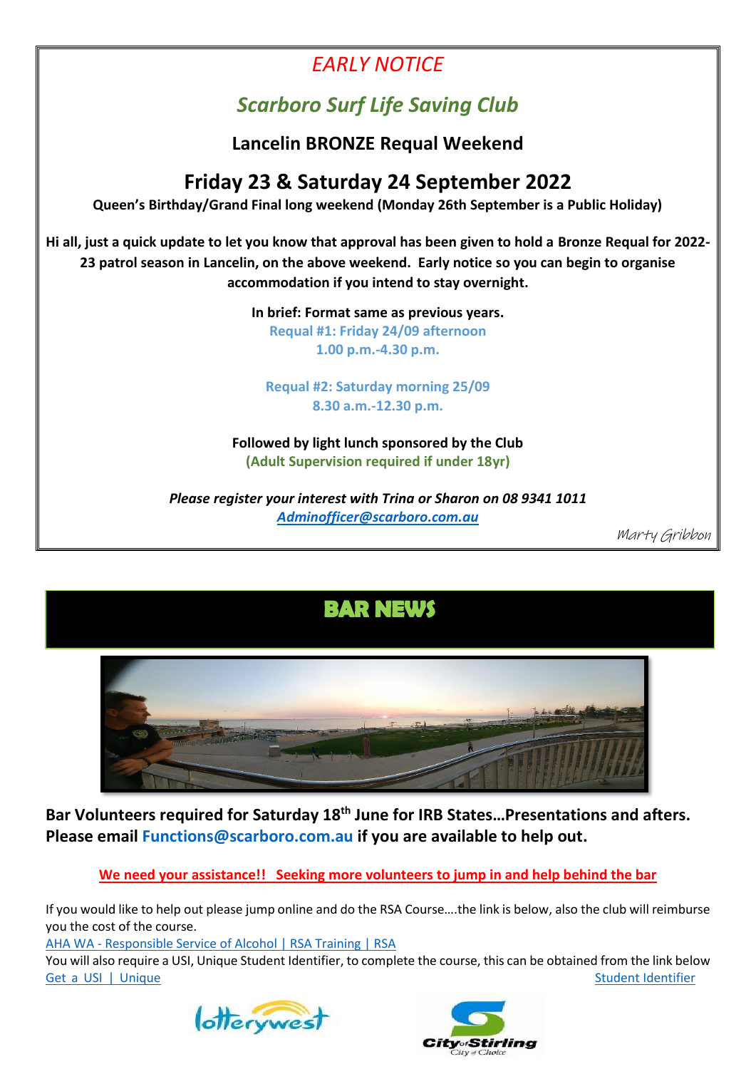*EARLY NOTICE*

## *Scarboro Surf Life Saving Club*

### Lancelin BRONZE Requal Weekend

## Friday 23 & Saturday 24 September 2022

**Queen's Birthday/Grand Final long weekend (Monday 26th September is a Public Holiday)**

**Hi all, just a quick update to let you know that approval has been given to hold a Bronze Requal for 2022-23 patrol season in Lancelin, on the above weekend. Early notice so you can begin to organise accommodation if you intend to stay overnight.**

**In brief: Format same as previous years.**

**Requal #1: Friday 24/09 afternoon**
**1.00 p.m.-4.30 p.m.**

**Requal #2: Saturday morning 25/09**
**8.30 a.m.-12.30 p.m.**

**Followed by light lunch sponsored by the Club**
**(Adult Supervision required if under 18yr)**

***Please register your interest with Trina or Sharon on 08 9341 1011***
***Adminofficer@scarboro.com.au***

Marty Gribbon

## BAR NEWS

**Bar Volunteers required for Saturday 18th June for IRB States…Presentations and afters. Please email Functions@scarboro.com.au if you are available to help out.**

**We need your assistance!! Seeking more volunteers to jump in and help behind the bar**

If you would like to help out please jump online and do the RSA Course….the link is below, also the club will reimburse you the cost of the course.
AHA WA - Responsible Service of Alcohol | RSA Training | RSA
You will also require a USI, Unique Student Identifier, to complete the course, this can be obtained from the link below
Get a USI | Unique Student Identifier

lotterywest

City of Stirling — City of Choice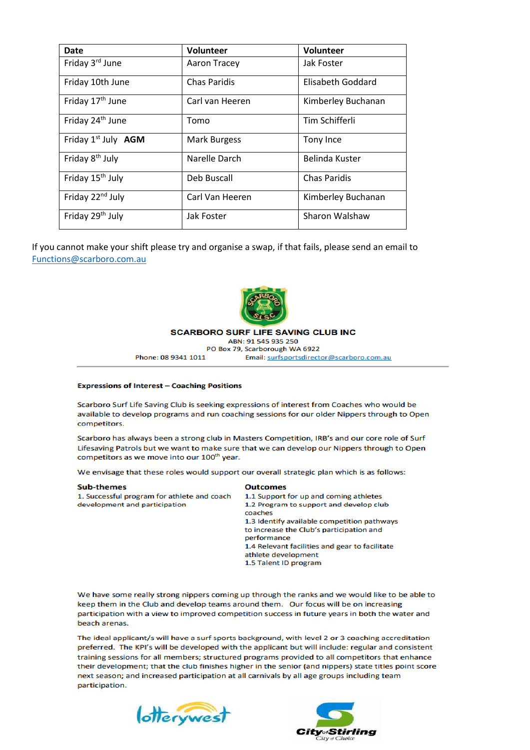| Date | Volunteer | Volunteer |
|---|---|---|
| Friday 3rd June | Aaron Tracey | Jak Foster |
| Friday 10th June | Chas Paridis | Elisabeth Goddard |
| Friday 17th June | Carl van Heeren | Kimberley Buchanan |
| Friday 24th June | Tomo | Tim Schifferli |
| Friday 1st July **AGM** | Mark Burgess | Tony Ince |
| Friday 8th July | Narelle Darch | Belinda Kuster |
| Friday 15th July | Deb Buscall | Chas Paridis |
| Friday 22nd July | Carl Van Heeren | Kimberley Buchanan |
| Friday 29th July | Jak Foster | Sharon Walshaw |

If you cannot make your shift please try and organise a swap, if that fails, please send an email to Functions@scarboro.com.au

**SCARBORO SURF LIFE SAVING CLUB INC**
ABN: 91 545 935 250
PO Box 79, Scarborough WA 6922
Phone: 08 9341 1011 Email: surfsportsdirector@scarboro.com.au

**Expressions of Interest – Coaching Positions**

Scarboro Surf Life Saving Club is seeking expressions of interest from Coaches who would be available to develop programs and run coaching sessions for our older Nippers through to Open competitors.

Scarboro has always been a strong club in Masters Competition, IRB's and our core role of Surf Lifesaving Patrols but we want to make sure that we can develop our Nippers through to Open competitors as we move into our 100th year.

We envisage that these roles would support our overall strategic plan which is as follows:

| Sub-themes | Outcomes |
|---|---|
| 1. Successful program for athlete and coach development and participation | 1.1 Support for up and coming athletes<br>1.2 Program to support and develop club coaches<br>1.3 Identify available competition pathways to increase the Club's participation and performance<br>1.4 Relevant facilities and gear to facilitate athlete development<br>1.5 Talent ID program |

We have some really strong nippers coming up through the ranks and we would like to be able to keep them in the Club and develop teams around them. Our focus will be on increasing participation with a view to improved competition success in future years in both the water and beach arenas.

The ideal applicant/s will have a surf sports background, with level 2 or 3 coaching accreditation preferred. The KPI's will be developed with the applicant but will include: regular and consistent training sessions for all members; structured programs provided to all competitors that enhance their development; that the club finishes higher in the senior (and nippers) state titles point score next season; and increased participation at all carnivals by all age groups including team participation.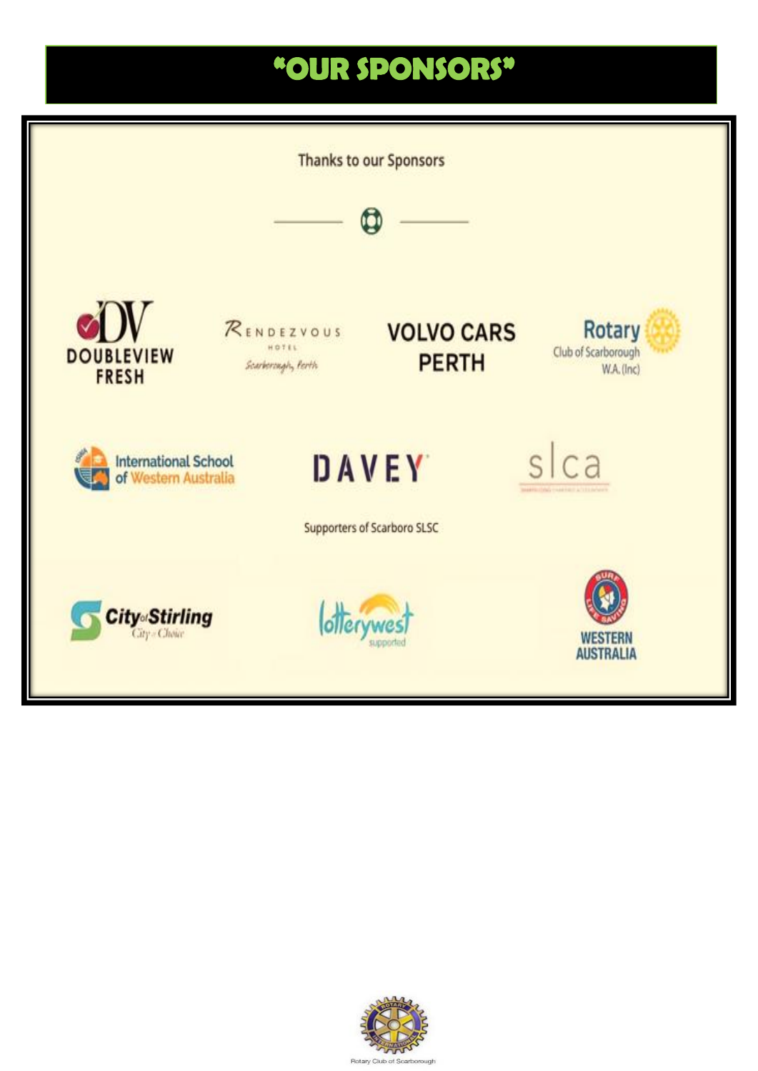# "OUR SPONSORS"

Thanks to our Sponsors

DOUBLEVIEW FRESH

RENDEZVOUS HOTEL Scarborough, Perth

VOLVO CARS PERTH

Rotary Club of Scarborough W.A. (Inc)

International School of Western Australia

DAVEY

slca

Supporters of Scarboro SLSC

City of Stirling City of Choice

lotterywest supported

SURF LIFE SAVING WESTERN AUSTRALIA

Rotary Club of Scarborough